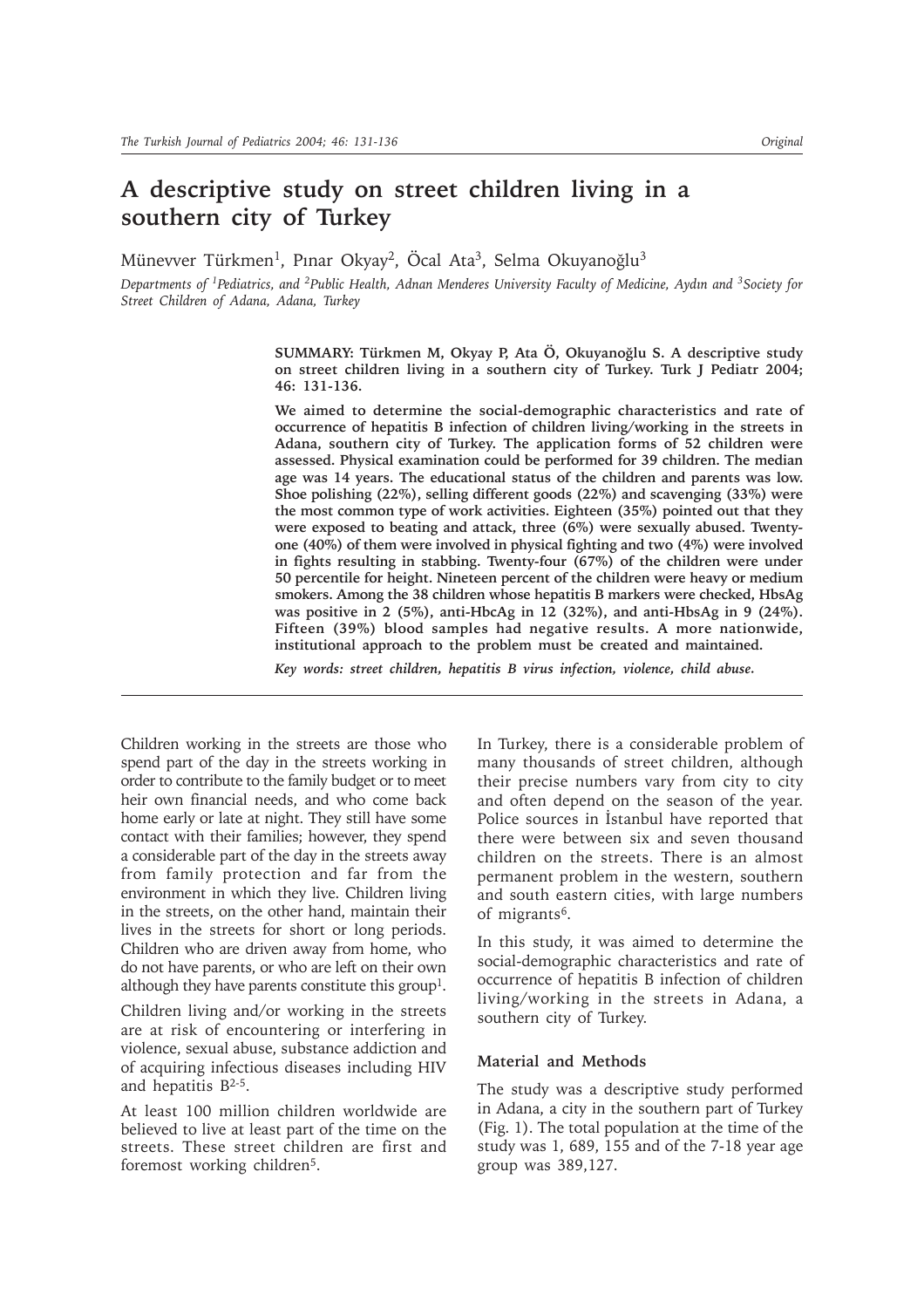# A descriptive study on street children living in a southern city of Turkey

Münevver Türkmen[1], Pınar Okyay[2], Öcal Ata[3], Selma Okuyanoğlu[3]

*Departments of [1]Pediatrics, and [2]Public Health, Adnan Menderes University Faculty of Medicine, Aydın and [3]Society for Street Children of Adana, Adana, Turkey*

**SUMMARY: Türkmen M, Okyay P, Ata Ö, Okuyanoğlu S. A descriptive study on street children living in a southern city of Turkey. Turk J Pediatr 2004; 46: 131-136.**

**We aimed to determine the social-demographic characteristics and rate of occurrence of hepatitis B infection of children living/working in the streets in Adana, southern city of Turkey. The application forms of 52 children were assessed. Physical examination could be performed for 39 children. The median age was 14 years. The educational status of the children and parents was low. Shoe polishing (22%), selling different goods (22%) and scavenging (33%) were the most common type of work activities. Eighteen (35%) pointed out that they were exposed to beating and attack, three (6%) were sexually abused. Twenty-one (40%) of them were involved in physical fighting and two (4%) were involved in fights resulting in stabbing. Twenty-four (67%) of the children were under 50 percentile for height. Nineteen percent of the children were heavy or medium smokers. Among the 38 children whose hepatitis B markers were checked, HbsAg was positive in 2 (5%), anti-HbcAg in 12 (32%), and anti-HbsAg in 9 (24%). Fifteen (39%) blood samples had negative results. A more nationwide, institutional approach to the problem must be created and maintained.**

***Key words: street children, hepatitis B virus infection, violence, child abuse.***

Children working in the streets are those who spend part of the day in the streets working in order to contribute to the family budget or to meet heir own financial needs, and who come back home early or late at night. They still have some contact with their families; however, they spend a considerable part of the day in the streets away from family protection and far from the environment in which they live. Children living in the streets, on the other hand, maintain their lives in the streets for short or long periods. Children who are driven away from home, who do not have parents, or who are left on their own although they have parents constitute this group[1].

Children living and/or working in the streets are at risk of encountering or interfering in violence, sexual abuse, substance addiction and of acquiring infectious diseases including HIV and hepatitis B[2-5].

At least 100 million children worldwide are believed to live at least part of the time on the streets. These street children are first and foremost working children[5].

In Turkey, there is a considerable problem of many thousands of street children, although their precise numbers vary from city to city and often depend on the season of the year. Police sources in İstanbul have reported that there were between six and seven thousand children on the streets. There is an almost permanent problem in the western, southern and south eastern cities, with large numbers of migrants[6].

In this study, it was aimed to determine the social-demographic characteristics and rate of occurrence of hepatitis B infection of children living/working in the streets in Adana, a southern city of Turkey.

## Material and Methods

The study was a descriptive study performed in Adana, a city in the southern part of Turkey (Fig. 1). The total population at the time of the study was 1, 689, 155 and of the 7-18 year age group was 389,127.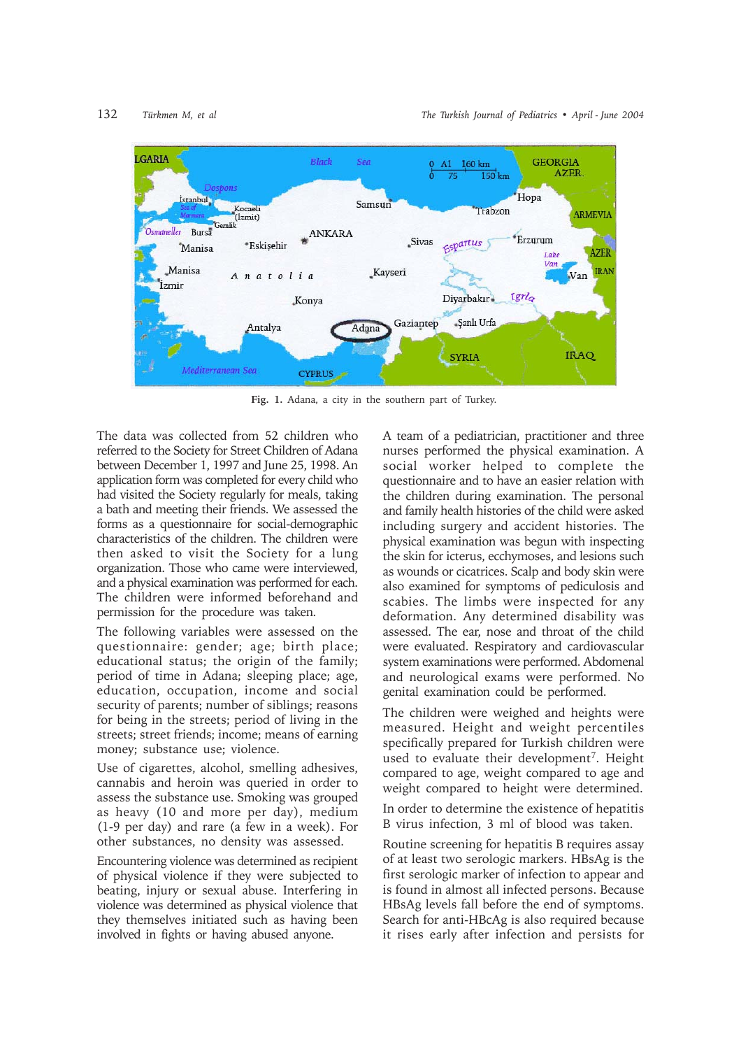Fig. 1. Adana, a city in the southern part of Turkey.

The data was collected from 52 children who referred to the Society for Street Children of Adana between December 1, 1997 and June 25, 1998. An application form was completed for every child who had visited the Society regularly for meals, taking a bath and meeting their friends. We assessed the forms as a questionnaire for social-demographic characteristics of the children. The children were then asked to visit the Society for a lung organization. Those who came were interviewed, and a physical examination was performed for each. The children were informed beforehand and permission for the procedure was taken.

The following variables were assessed on the questionnaire: gender; age; birth place; educational status; the origin of the family; period of time in Adana; sleeping place; age, education, occupation, income and social security of parents; number of siblings; reasons for being in the streets; period of living in the streets; street friends; income; means of earning money; substance use; violence.

Use of cigarettes, alcohol, smelling adhesives, cannabis and heroin was queried in order to assess the substance use. Smoking was grouped as heavy (10 and more per day), medium (1-9 per day) and rare (a few in a week). For other substances, no density was assessed.

Encountering violence was determined as recipient of physical violence if they were subjected to beating, injury or sexual abuse. Interfering in violence was determined as physical violence that they themselves initiated such as having been involved in fights or having abused anyone.

A team of a pediatrician, practitioner and three nurses performed the physical examination. A social worker helped to complete the questionnaire and to have an easier relation with the children during examination. The personal and family health histories of the child were asked including surgery and accident histories. The physical examination was begun with inspecting the skin for icterus, ecchymoses, and lesions such as wounds or cicatrices. Scalp and body skin were also examined for symptoms of pediculosis and scabies. The limbs were inspected for any deformation. Any determined disability was assessed. The ear, nose and throat of the child were evaluated. Respiratory and cardiovascular system examinations were performed. Abdomenal and neurological exams were performed. No genital examination could be performed.

The children were weighed and heights were measured. Height and weight percentiles specifically prepared for Turkish children were used to evaluate their development[7]. Height compared to age, weight compared to age and weight compared to height were determined.

In order to determine the existence of hepatitis B virus infection, 3 ml of blood was taken.

Routine screening for hepatitis B requires assay of at least two serologic markers. HBsAg is the first serologic marker of infection to appear and is found in almost all infected persons. Because HBsAg levels fall before the end of symptoms. Search for anti-HBcAg is also required because it rises early after infection and persists for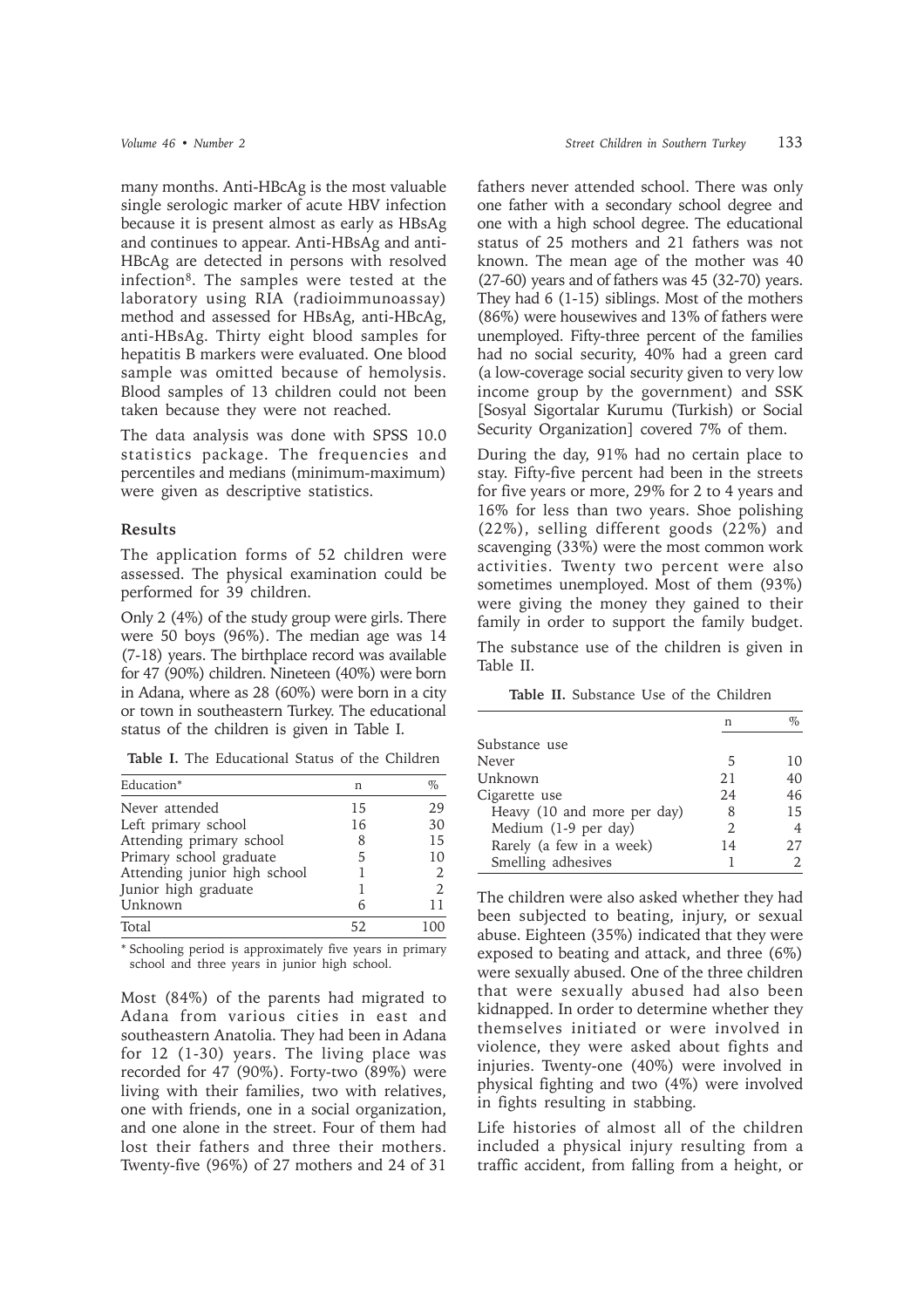many months. Anti-HBcAg is the most valuable single serologic marker of acute HBV infection because it is present almost as early as HBsAg and continues to appear. Anti-HBsAg and anti-HBcAg are detected in persons with resolved infection[8]. The samples were tested at the laboratory using RIA (radioimmunoassay) method and assessed for HBsAg, anti-HBcAg, anti-HBsAg. Thirty eight blood samples for hepatitis B markers were evaluated. One blood sample was omitted because of hemolysis. Blood samples of 13 children could not been taken because they were not reached.

The data analysis was done with SPSS 10.0 statistics package. The frequencies and percentiles and medians (minimum-maximum) were given as descriptive statistics.

## Results

The application forms of 52 children were assessed. The physical examination could be performed for 39 children.

Only 2 (4%) of the study group were girls. There were 50 boys (96%). The median age was 14 (7-18) years. The birthplace record was available for 47 (90%) children. Nineteen (40%) were born in Adana, where as 28 (60%) were born in a city or town in southeastern Turkey. The educational status of the children is given in Table I.

**Table I.** The Educational Status of the Children

| Education* | n | % |
|---|---|---|
| Never attended | 15 | 29 |
| Left primary school | 16 | 30 |
| Attending primary school | 8 | 15 |
| Primary school graduate | 5 | 10 |
| Attending junior high school | 1 | 2 |
| Junior high graduate | 1 | 2 |
| Unknown | 6 | 11 |
| Total | 52 | 100 |

\* Schooling period is approximately five years in primary school and three years in junior high school.

Most (84%) of the parents had migrated to Adana from various cities in east and southeastern Anatolia. They had been in Adana for 12 (1-30) years. The living place was recorded for 47 (90%). Forty-two (89%) were living with their families, two with relatives, one with friends, one in a social organization, and one alone in the street. Four of them had lost their fathers and three their mothers. Twenty-five (96%) of 27 mothers and 24 of 31 fathers never attended school. There was only one father with a secondary school degree and one with a high school degree. The educational status of 25 mothers and 21 fathers was not known. The mean age of the mother was 40 (27-60) years and of fathers was 45 (32-70) years. They had 6 (1-15) siblings. Most of the mothers (86%) were housewives and 13% of fathers were unemployed. Fifty-three percent of the families had no social security, 40% had a green card (a low-coverage social security given to very low income group by the government) and SSK [Sosyal Sigortalar Kurumu (Turkish) or Social Security Organization] covered 7% of them.

During the day, 91% had no certain place to stay. Fifty-five percent had been in the streets for five years or more, 29% for 2 to 4 years and 16% for less than two years. Shoe polishing (22%), selling different goods (22%) and scavenging (33%) were the most common work activities. Twenty two percent were also sometimes unemployed. Most of them (93%) were giving the money they gained to their family in order to support the family budget.

The substance use of the children is given in Table II.

**Table II.** Substance Use of the Children

| | n | % |
|---|---|---|
| Substance use | | |
| Never | 5 | 10 |
| Unknown | 21 | 40 |
| Cigarette use | 24 | 46 |
| Heavy (10 and more per day) | 8 | 15 |
| Medium (1-9 per day) | 2 | 4 |
| Rarely (a few in a week) | 14 | 27 |
| Smelling adhesives | 1 | 2 |

The children were also asked whether they had been subjected to beating, injury, or sexual abuse. Eighteen (35%) indicated that they were exposed to beating and attack, and three (6%) were sexually abused. One of the three children that were sexually abused had also been kidnapped. In order to determine whether they themselves initiated or were involved in violence, they were asked about fights and injuries. Twenty-one (40%) were involved in physical fighting and two (4%) were involved in fights resulting in stabbing.

Life histories of almost all of the children included a physical injury resulting from a traffic accident, from falling from a height, or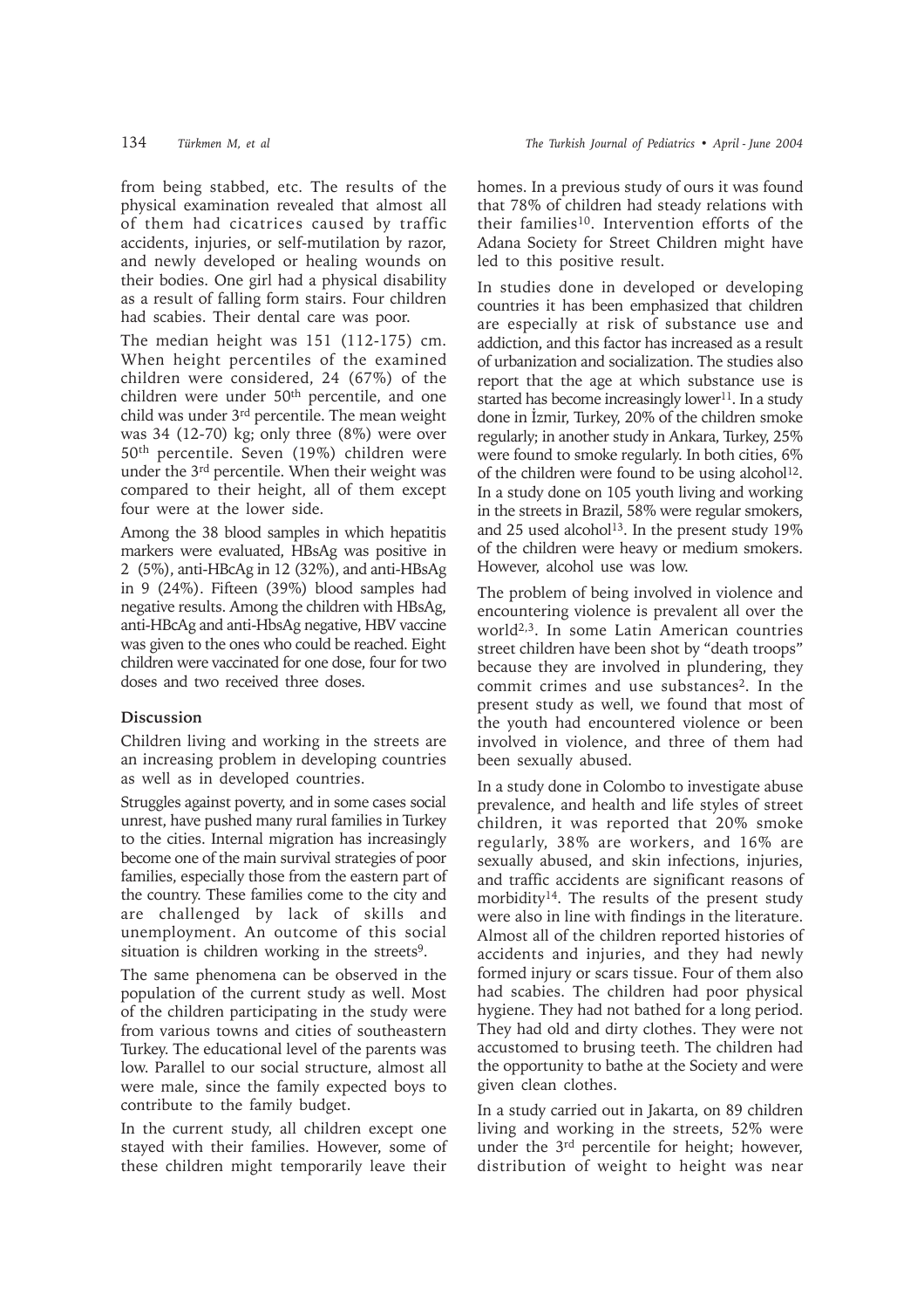from being stabbed, etc. The results of the physical examination revealed that almost all of them had cicatrices caused by traffic accidents, injuries, or self-mutilation by razor, and newly developed or healing wounds on their bodies. One girl had a physical disability as a result of falling form stairs. Four children had scabies. Their dental care was poor.

The median height was 151 (112-175) cm. When height percentiles of the examined children were considered, 24 (67%) of the children were under 50th percentile, and one child was under 3rd percentile. The mean weight was 34 (12-70) kg; only three (8%) were over 50th percentile. Seven (19%) children were under the 3rd percentile. When their weight was compared to their height, all of them except four were at the lower side.

Among the 38 blood samples in which hepatitis markers were evaluated, HBsAg was positive in 2 (5%), anti-HBcAg in 12 (32%), and anti-HBsAg in 9 (24%). Fifteen (39%) blood samples had negative results. Among the children with HBsAg, anti-HBcAg and anti-HbsAg negative, HBV vaccine was given to the ones who could be reached. Eight children were vaccinated for one dose, four for two doses and two received three doses.

## Discussion

Children living and working in the streets are an increasing problem in developing countries as well as in developed countries.

Struggles against poverty, and in some cases social unrest, have pushed many rural families in Turkey to the cities. Internal migration has increasingly become one of the main survival strategies of poor families, especially those from the eastern part of the country. These families come to the city and are challenged by lack of skills and unemployment. An outcome of this social situation is children working in the streets[9].

The same phenomena can be observed in the population of the current study as well. Most of the children participating in the study were from various towns and cities of southeastern Turkey. The educational level of the parents was low. Parallel to our social structure, almost all were male, since the family expected boys to contribute to the family budget.

In the current study, all children except one stayed with their families. However, some of these children might temporarily leave their homes. In a previous study of ours it was found that 78% of children had steady relations with their families[10]. Intervention efforts of the Adana Society for Street Children might have led to this positive result.

In studies done in developed or developing countries it has been emphasized that children are especially at risk of substance use and addiction, and this factor has increased as a result of urbanization and socialization. The studies also report that the age at which substance use is started has become increasingly lower[11]. In a study done in İzmir, Turkey, 20% of the children smoke regularly; in another study in Ankara, Turkey, 25% were found to smoke regularly. In both cities, 6% of the children were found to be using alcohol[12]. In a study done on 105 youth living and working in the streets in Brazil, 58% were regular smokers, and 25 used alcohol[13]. In the present study 19% of the children were heavy or medium smokers. However, alcohol use was low.

The problem of being involved in violence and encountering violence is prevalent all over the world[2,3]. In some Latin American countries street children have been shot by "death troops" because they are involved in plundering, they commit crimes and use substances[2]. In the present study as well, we found that most of the youth had encountered violence or been involved in violence, and three of them had been sexually abused.

In a study done in Colombo to investigate abuse prevalence, and health and life styles of street children, it was reported that 20% smoke regularly, 38% are workers, and 16% are sexually abused, and skin infections, injuries, and traffic accidents are significant reasons of morbidity[14]. The results of the present study were also in line with findings in the literature. Almost all of the children reported histories of accidents and injuries, and they had newly formed injury or scars tissue. Four of them also had scabies. The children had poor physical hygiene. They had not bathed for a long period. They had old and dirty clothes. They were not accustomed to brusing teeth. The children had the opportunity to bathe at the Society and were given clean clothes.

In a study carried out in Jakarta, on 89 children living and working in the streets, 52% were under the 3rd percentile for height; however, distribution of weight to height was near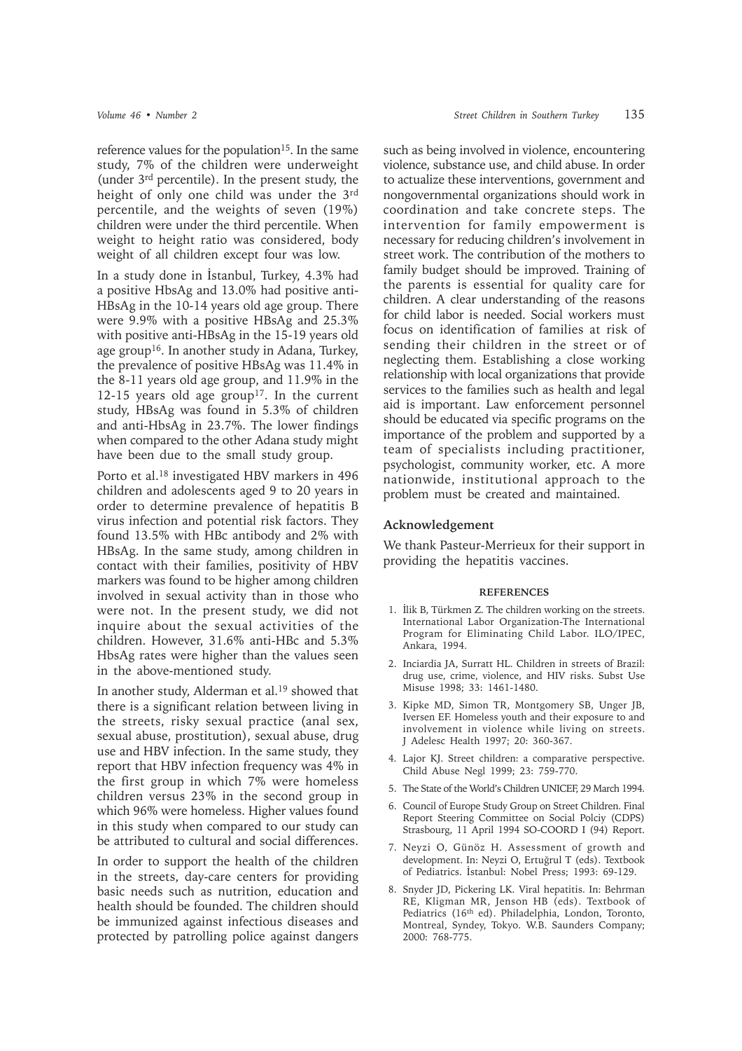reference values for the population[15]. In the same study, 7% of the children were underweight (under 3rd percentile). In the present study, the height of only one child was under the 3rd percentile, and the weights of seven (19%) children were under the third percentile. When weight to height ratio was considered, body weight of all children except four was low.

In a study done in İstanbul, Turkey, 4.3% had a positive HbsAg and 13.0% had positive anti-HBsAg in the 10-14 years old age group. There were 9.9% with a positive HBsAg and 25.3% with positive anti-HBsAg in the 15-19 years old age group[16]. In another study in Adana, Turkey, the prevalence of positive HBsAg was 11.4% in the 8-11 years old age group, and 11.9% in the 12-15 years old age group[17]. In the current study, HBsAg was found in 5.3% of children and anti-HbsAg in 23.7%. The lower findings when compared to the other Adana study might have been due to the small study group.

Porto et al.[18] investigated HBV markers in 496 children and adolescents aged 9 to 20 years in order to determine prevalence of hepatitis B virus infection and potential risk factors. They found 13.5% with HBc antibody and 2% with HBsAg. In the same study, among children in contact with their families, positivity of HBV markers was found to be higher among children involved in sexual activity than in those who were not. In the present study, we did not inquire about the sexual activities of the children. However, 31.6% anti-HBc and 5.3% HbsAg rates were higher than the values seen in the above-mentioned study.

In another study, Alderman et al.[19] showed that there is a significant relation between living in the streets, risky sexual practice (anal sex, sexual abuse, prostitution), sexual abuse, drug use and HBV infection. In the same study, they report that HBV infection frequency was 4% in the first group in which 7% were homeless children versus 23% in the second group in which 96% were homeless. Higher values found in this study when compared to our study can be attributed to cultural and social differences.

In order to support the health of the children in the streets, day-care centers for providing basic needs such as nutrition, education and health should be founded. The children should be immunized against infectious diseases and protected by patrolling police against dangers such as being involved in violence, encountering violence, substance use, and child abuse. In order to actualize these interventions, government and nongovernmental organizations should work in coordination and take concrete steps. The intervention for family empowerment is necessary for reducing children's involvement in street work. The contribution of the mothers to family budget should be improved. Training of the parents is essential for quality care for children. A clear understanding of the reasons for child labor is needed. Social workers must focus on identification of families at risk of sending their children in the street or of neglecting them. Establishing a close working relationship with local organizations that provide services to the families such as health and legal aid is important. Law enforcement personnel should be educated via specific programs on the importance of the problem and supported by a team of specialists including practitioner, psychologist, community worker, etc. A more nationwide, institutional approach to the problem must be created and maintained.

## Acknowledgement

We thank Pasteur-Merrieux for their support in providing the hepatitis vaccines.

## REFERENCES

1. İlik B, Türkmen Z. The children working on the streets. International Labor Organization-The International Program for Eliminating Child Labor. ILO/IPEC, Ankara, 1994.
2. Inciardia JA, Surratt HL. Children in streets of Brazil: drug use, crime, violence, and HIV risks. Subst Use Misuse 1998; 33: 1461-1480.
3. Kipke MD, Simon TR, Montgomery SB, Unger JB, Iversen EF. Homeless youth and their exposure to and involvement in violence while living on streets. J Adelesc Health 1997; 20: 360-367.
4. Lajor KJ. Street children: a comparative perspective. Child Abuse Negl 1999; 23: 759-770.
5. The State of the World's Children UNICEF, 29 March 1994.
6. Council of Europe Study Group on Street Children. Final Report Steering Committee on Social Polciy (CDPS) Strasbourg, 11 April 1994 SO-COORD I (94) Report.
7. Neyzi O, Günöz H. Assessment of growth and development. In: Neyzi O, Ertuğrul T (eds). Textbook of Pediatrics. İstanbul: Nobel Press; 1993: 69-129.
8. Snyder JD, Pickering LK. Viral hepatitis. In: Behrman RE, Kligman MR, Jenson HB (eds). Textbook of Pediatrics (16th ed). Philadelphia, London, Toronto, Montreal, Syndey, Tokyo. W.B. Saunders Company; 2000: 768-775.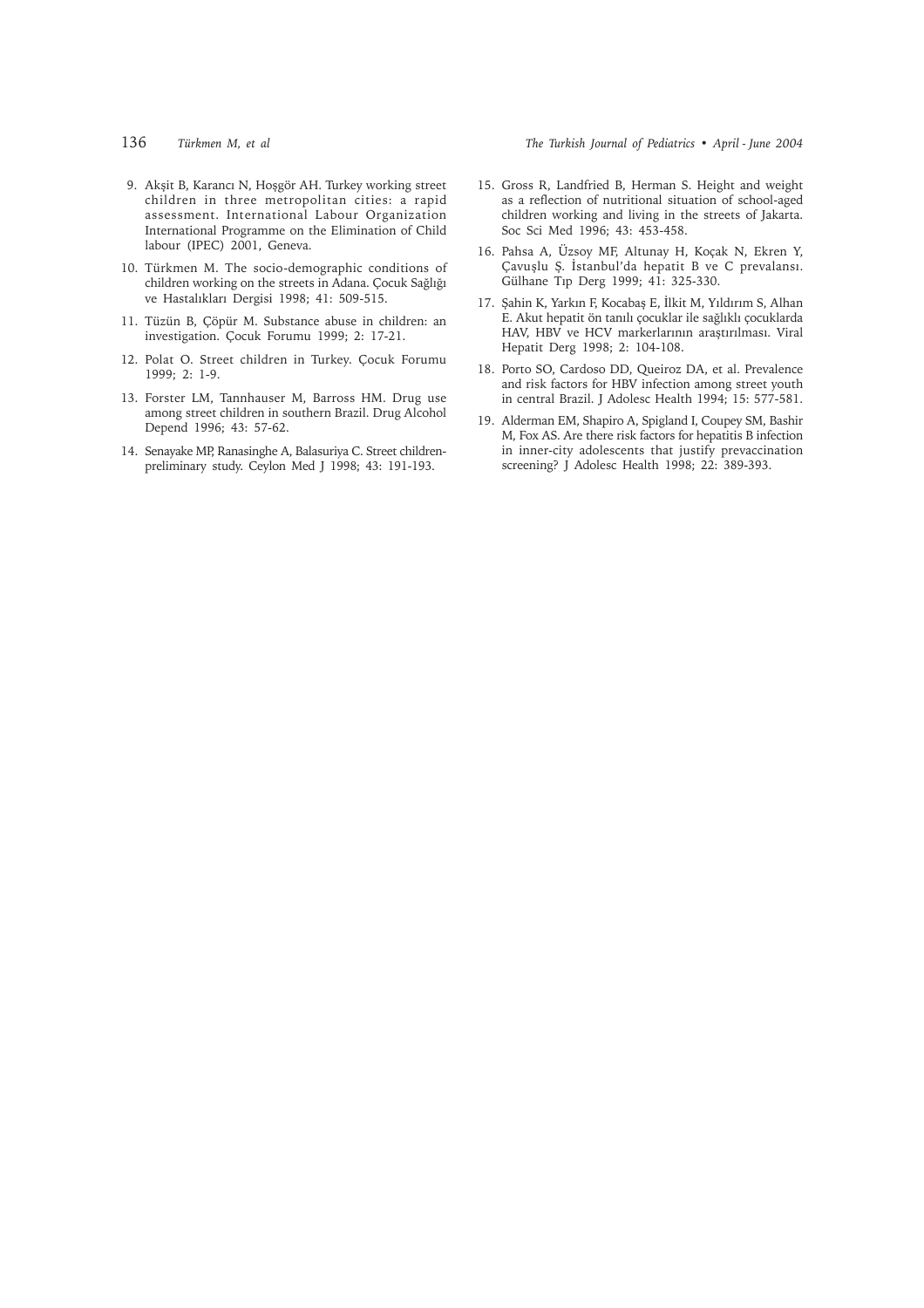9. Akşit B, Karancı N, Hoşgör AH. Turkey working street children in three metropolitan cities: a rapid assessment. International Labour Organization International Programme on the Elimination of Child labour (IPEC) 2001, Geneva.
10. Türkmen M. The socio-demographic conditions of children working on the streets in Adana. Çocuk Sağlığı ve Hastalıkları Dergisi 1998; 41: 509-515.
11. Tüzün B, Çöpür M. Substance abuse in children: an investigation. Çocuk Forumu 1999; 2: 17-21.
12. Polat O. Street children in Turkey. Çocuk Forumu 1999; 2: 1-9.
13. Forster LM, Tannhauser M, Barross HM. Drug use among street children in southern Brazil. Drug Alcohol Depend 1996; 43: 57-62.
14. Senayake MP, Ranasinghe A, Balasuriya C. Street children-preliminary study. Ceylon Med J 1998; 43: 191-193.
15. Gross R, Landfried B, Herman S. Height and weight as a reflection of nutritional situation of school-aged children working and living in the streets of Jakarta. Soc Sci Med 1996; 43: 453-458.
16. Pahsa A, Üzsoy MF, Altunay H, Koçak N, Ekren Y, Çavuşlu Ş. İstanbul'da hepatit B ve C prevalansı. Gülhane Tıp Derg 1999; 41: 325-330.
17. Şahin K, Yarkın F, Kocabaş E, İlkit M, Yıldırım S, Alhan E. Akut hepatit ön tanılı çocuklar ile sağlıklı çocuklarda HAV, HBV ve HCV markerlarının araştırılması. Viral Hepatit Derg 1998; 2: 104-108.
18. Porto SO, Cardoso DD, Queiroz DA, et al. Prevalence and risk factors for HBV infection among street youth in central Brazil. J Adolesc Health 1994; 15: 577-581.
19. Alderman EM, Shapiro A, Spigland I, Coupey SM, Bashir M, Fox AS. Are there risk factors for hepatitis B infection in inner-city adolescents that justify prevaccination screening? J Adolesc Health 1998; 22: 389-393.